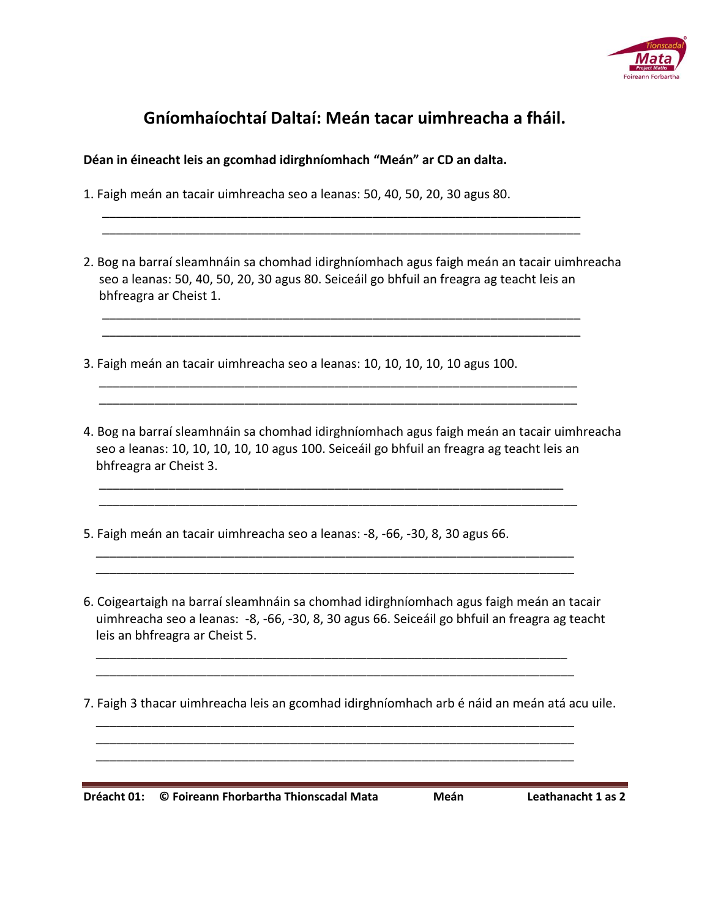# Gníomhaíochtaí Daltaí: Meán tacar uimhreacha a fháil.

**Déan in éineacht leis an gcomhad idirghníomhach "Meán" ar CD an dalta.**

1. Faigh meán an tacair uimhreacha seo a leanas: 50, 40, 50, 20, 30 agus 80.

_______________________________________________________________________
_______________________________________________________________________

2. Bog na barraí sleamhnáin sa chomhad idirghníomhach agus faigh meán an tacair uimhreacha seo a leanas: 50, 40, 50, 20, 30 agus 80. Seiceáil go bhfuil an freagra ag teacht leis an bhfreagra ar Cheist 1.

_______________________________________________________________________
_______________________________________________________________________

3. Faigh meán an tacair uimhreacha seo a leanas: 10, 10, 10, 10, 10 agus 100.

_______________________________________________________________________
_______________________________________________________________________

4. Bog na barraí sleamhnáin sa chomhad idirghníomhach agus faigh meán an tacair uimhreacha seo a leanas: 10, 10, 10, 10, 10 agus 100. Seiceáil go bhfuil an freagra ag teacht leis an bhfreagra ar Cheist 3.

_______________________________________________________________________
_______________________________________________________________________

5. Faigh meán an tacair uimhreacha seo a leanas: -8, -66, -30, 8, 30 agus 66.

_______________________________________________________________________
_______________________________________________________________________

6. Coigeartaigh na barraí sleamhnáin sa chomhad idirghníomhach agus faigh meán an tacair uimhreacha seo a leanas: -8, -66, -30, 8, 30 agus 66. Seiceáil go bhfuil an freagra ag teacht leis an bhfreagra ar Cheist 5.

_______________________________________________________________________
_______________________________________________________________________

7. Faigh 3 thacar uimhreacha leis an gcomhad idirghníomhach arb é náid an meán atá acu uile.

_______________________________________________________________________
_______________________________________________________________________
_______________________________________________________________________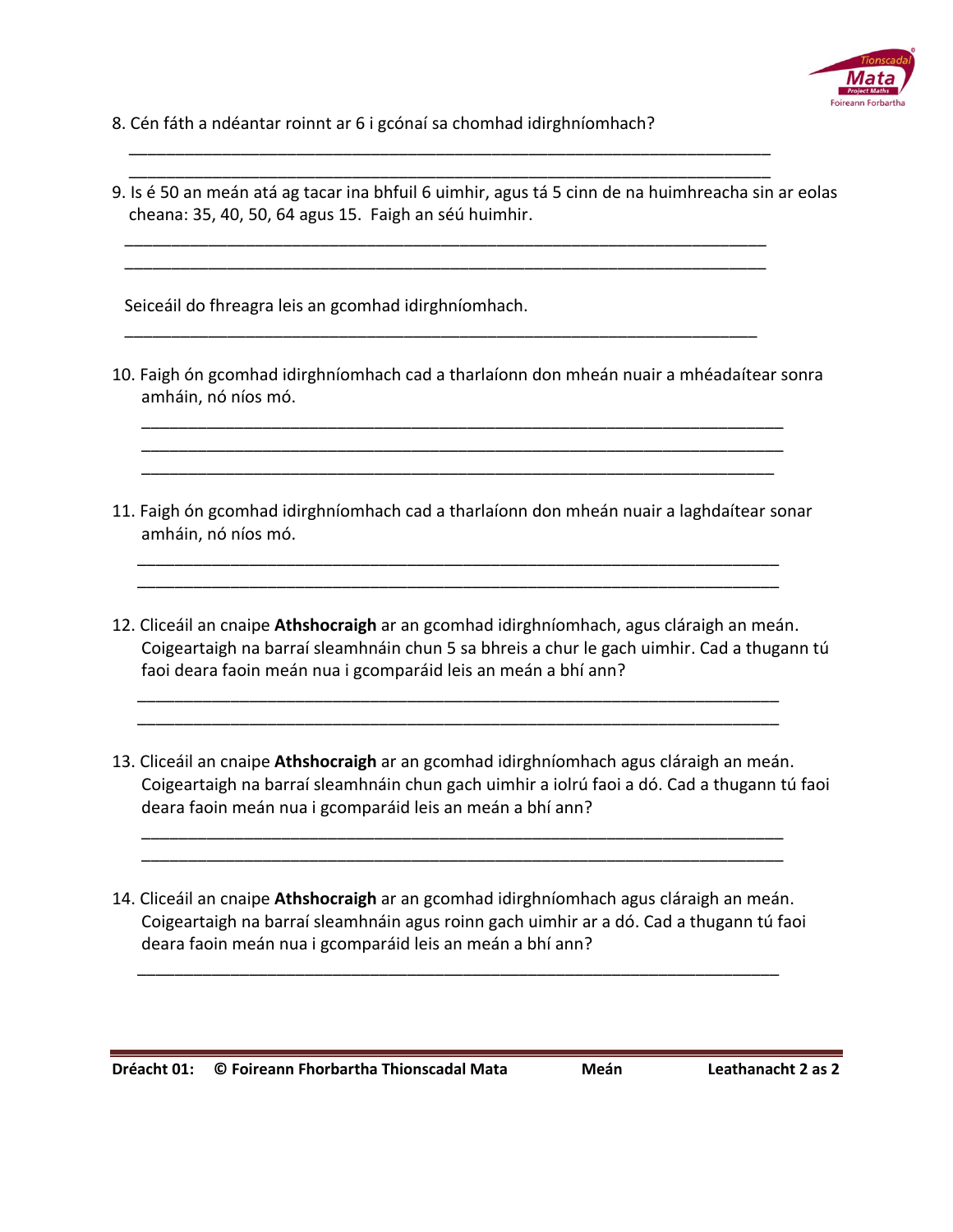8. Cén fáth a ndéantar roinnt ar 6 i gcónaí sa chomhad idirghníomhach?

______________________________________________________________________
______________________________________________________________________

9. Is é 50 an meán atá ag tacar ina bhfuil 6 uimhir, agus tá 5 cinn de na huimhreacha sin ar eolas cheana: 35, 40, 50, 64 agus 15. Faigh an séú huimhir.

______________________________________________________________________
______________________________________________________________________

Seiceáil do fhreagra leis an gcomhad idirghníomhach.

______________________________________________________________________

10. Faigh ón gcomhad idirghníomhach cad a tharlaíonn don mheán nuair a mhéadaítear sonra amháin, nó níos mó.

______________________________________________________________________
______________________________________________________________________
______________________________________________________________________

11. Faigh ón gcomhad idirghníomhach cad a tharlaíonn don mheán nuair a laghdaítear sonar amháin, nó níos mó.

______________________________________________________________________
______________________________________________________________________

12. Cliceáil an cnaipe **Athshocraigh** ar an gcomhad idirghníomhach, agus cláraigh an meán. Coigeartaigh na barraí sleamhnáin chun 5 sa bhreis a chur le gach uimhir. Cad a thugann tú faoi deara faoin meán nua i gcomparáid leis an meán a bhí ann?

______________________________________________________________________
______________________________________________________________________

13. Cliceáil an cnaipe **Athshocraigh** ar an gcomhad idirghníomhach agus cláraigh an meán. Coigeartaigh na barraí sleamhnáin chun gach uimhir a iolrú faoi a dó. Cad a thugann tú faoi deara faoin meán nua i gcomparáid leis an meán a bhí ann?

______________________________________________________________________
______________________________________________________________________

14. Cliceáil an cnaipe **Athshocraigh** ar an gcomhad idirghníomhach agus cláraigh an meán. Coigeartaigh na barraí sleamhnáin agus roinn gach uimhir ar a dó. Cad a thugann tú faoi deara faoin meán nua i gcomparáid leis an meán a bhí ann?

______________________________________________________________________